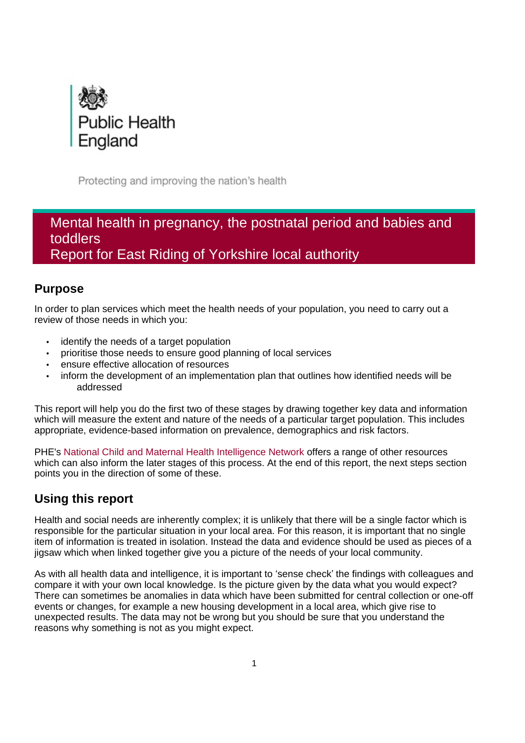Public Health England

Protecting and improving the nation's health

# Mental health in pregnancy, the postnatal period and babies and toddlers
# Report for East Riding of Yorkshire local authority

## Purpose

In order to plan services which meet the health needs of your population, you need to carry out a review of those needs in which you:

- identify the needs of a target population
- prioritise those needs to ensure good planning of local services
- ensure effective allocation of resources
- inform the development of an implementation plan that outlines how identified needs will be addressed

This report will help you do the first two of these stages by drawing together key data and information which will measure the extent and nature of the needs of a particular target population. This includes appropriate, evidence-based information on prevalence, demographics and risk factors.

PHE's National Child and Maternal Health Intelligence Network offers a range of other resources which can also inform the later stages of this process. At the end of this report, the next steps section points you in the direction of some of these.

## Using this report

Health and social needs are inherently complex; it is unlikely that there will be a single factor which is responsible for the particular situation in your local area. For this reason, it is important that no single item of information is treated in isolation. Instead the data and evidence should be used as pieces of a jigsaw which when linked together give you a picture of the needs of your local community.

As with all health data and intelligence, it is important to 'sense check' the findings with colleagues and compare it with your own local knowledge. Is the picture given by the data what you would expect? There can sometimes be anomalies in data which have been submitted for central collection or one-off events or changes, for example a new housing development in a local area, which give rise to unexpected results. The data may not be wrong but you should be sure that you understand the reasons why something is not as you might expect.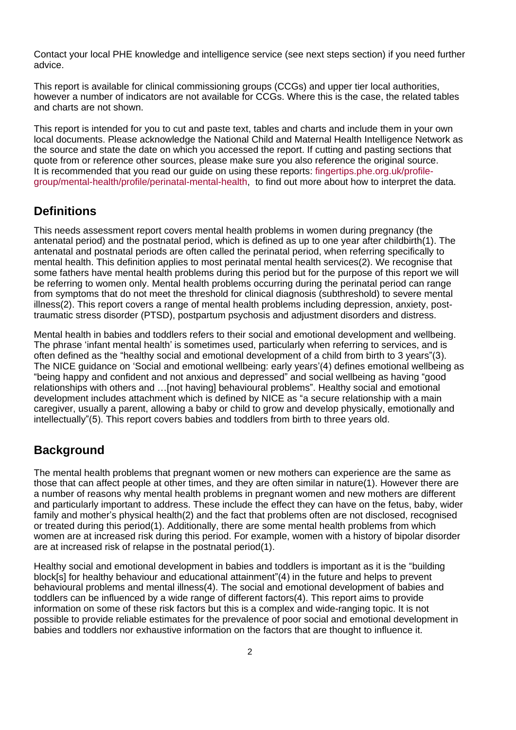Contact your local PHE knowledge and intelligence service (see next steps section) if you need further advice.

This report is available for clinical commissioning groups (CCGs) and upper tier local authorities, however a number of indicators are not available for CCGs. Where this is the case, the related tables and charts are not shown.

This report is intended for you to cut and paste text, tables and charts and include them in your own local documents. Please acknowledge the National Child and Maternal Health Intelligence Network as the source and state the date on which you accessed the report. If cutting and pasting sections that quote from or reference other sources, please make sure you also reference the original source. It is recommended that you read our guide on using these reports: fingertips.phe.org.uk/profile-group/mental-health/profile/perinatal-mental-health, to find out more about how to interpret the data.

## Definitions

This needs assessment report covers mental health problems in women during pregnancy (the antenatal period) and the postnatal period, which is defined as up to one year after childbirth(1). The antenatal and postnatal periods are often called the perinatal period, when referring specifically to mental health. This definition applies to most perinatal mental health services(2). We recognise that some fathers have mental health problems during this period but for the purpose of this report we will be referring to women only. Mental health problems occurring during the perinatal period can range from symptoms that do not meet the threshold for clinical diagnosis (subthreshold) to severe mental illness(2). This report covers a range of mental health problems including depression, anxiety, post-traumatic stress disorder (PTSD), postpartum psychosis and adjustment disorders and distress.

Mental health in babies and toddlers refers to their social and emotional development and wellbeing. The phrase 'infant mental health' is sometimes used, particularly when referring to services, and is often defined as the "healthy social and emotional development of a child from birth to 3 years"(3). The NICE guidance on 'Social and emotional wellbeing: early years'(4) defines emotional wellbeing as "being happy and confident and not anxious and depressed" and social wellbeing as having "good relationships with others and …[not having] behavioural problems". Healthy social and emotional development includes attachment which is defined by NICE as "a secure relationship with a main caregiver, usually a parent, allowing a baby or child to grow and develop physically, emotionally and intellectually"(5). This report covers babies and toddlers from birth to three years old.

## Background

The mental health problems that pregnant women or new mothers can experience are the same as those that can affect people at other times, and they are often similar in nature(1). However there are a number of reasons why mental health problems in pregnant women and new mothers are different and particularly important to address. These include the effect they can have on the fetus, baby, wider family and mother's physical health(2) and the fact that problems often are not disclosed, recognised or treated during this period(1). Additionally, there are some mental health problems from which women are at increased risk during this period. For example, women with a history of bipolar disorder are at increased risk of relapse in the postnatal period(1).

Healthy social and emotional development in babies and toddlers is important as it is the "building block[s] for healthy behaviour and educational attainment"(4) in the future and helps to prevent behavioural problems and mental illness(4). The social and emotional development of babies and toddlers can be influenced by a wide range of different factors(4). This report aims to provide information on some of these risk factors but this is a complex and wide-ranging topic. It is not possible to provide reliable estimates for the prevalence of poor social and emotional development in babies and toddlers nor exhaustive information on the factors that are thought to influence it.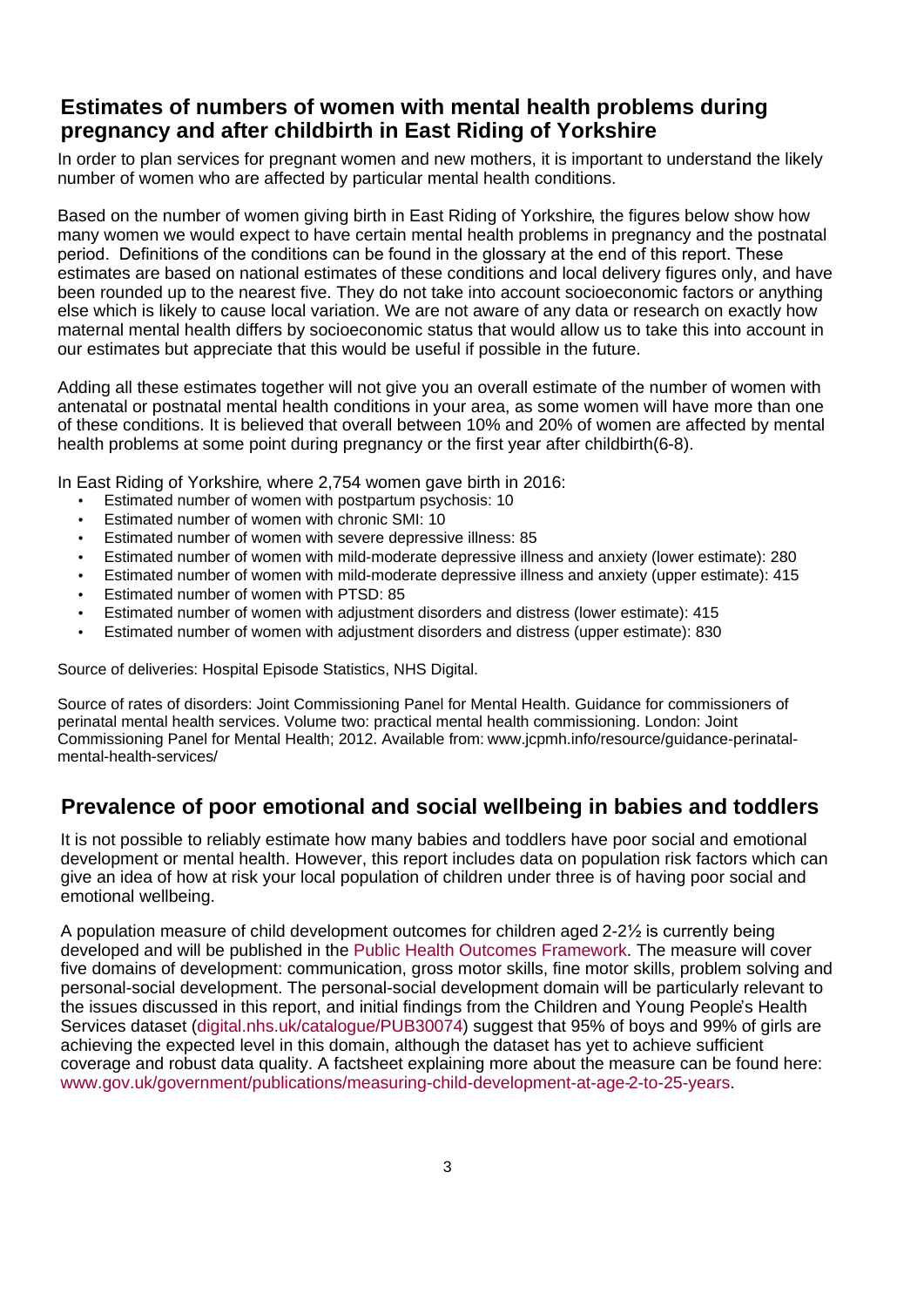## Estimates of numbers of women with mental health problems during pregnancy and after childbirth in East Riding of Yorkshire

In order to plan services for pregnant women and new mothers, it is important to understand the likely number of women who are affected by particular mental health conditions.

Based on the number of women giving birth in East Riding of Yorkshire, the figures below show how many women we would expect to have certain mental health problems in pregnancy and the postnatal period. Definitions of the conditions can be found in the glossary at the end of this report. These estimates are based on national estimates of these conditions and local delivery figures only, and have been rounded up to the nearest five. They do not take into account socioeconomic factors or anything else which is likely to cause local variation. We are not aware of any data or research on exactly how maternal mental health differs by socioeconomic status that would allow us to take this into account in our estimates but appreciate that this would be useful if possible in the future.

Adding all these estimates together will not give you an overall estimate of the number of women with antenatal or postnatal mental health conditions in your area, as some women will have more than one of these conditions. It is believed that overall between 10% and 20% of women are affected by mental health problems at some point during pregnancy or the first year after childbirth(6-8).

In East Riding of Yorkshire, where 2,754 women gave birth in 2016:

- Estimated number of women with postpartum psychosis: 10
- Estimated number of women with chronic SMI: 10
- Estimated number of women with severe depressive illness: 85
- Estimated number of women with mild-moderate depressive illness and anxiety (lower estimate): 280
- Estimated number of women with mild-moderate depressive illness and anxiety (upper estimate): 415
- Estimated number of women with PTSD: 85
- Estimated number of women with adjustment disorders and distress (lower estimate): 415
- Estimated number of women with adjustment disorders and distress (upper estimate): 830

Source of deliveries: Hospital Episode Statistics, NHS Digital.

Source of rates of disorders: Joint Commissioning Panel for Mental Health. Guidance for commissioners of perinatal mental health services. Volume two: practical mental health commissioning. London: Joint Commissioning Panel for Mental Health; 2012. Available from: www.jcpmh.info/resource/guidance-perinatal-mental-health-services/

## Prevalence of poor emotional and social wellbeing in babies and toddlers

It is not possible to reliably estimate how many babies and toddlers have poor social and emotional development or mental health. However, this report includes data on population risk factors which can give an idea of how at risk your local population of children under three is of having poor social and emotional wellbeing.

A population measure of child development outcomes for children aged 2-2½ is currently being developed and will be published in the Public Health Outcomes Framework. The measure will cover five domains of development: communication, gross motor skills, fine motor skills, problem solving and personal-social development. The personal-social development domain will be particularly relevant to the issues discussed in this report, and initial findings from the Children and Young People's Health Services dataset (digital.nhs.uk/catalogue/PUB30074) suggest that 95% of boys and 99% of girls are achieving the expected level in this domain, although the dataset has yet to achieve sufficient coverage and robust data quality. A factsheet explaining more about the measure can be found here: www.gov.uk/government/publications/measuring-child-development-at-age-2-to-25-years.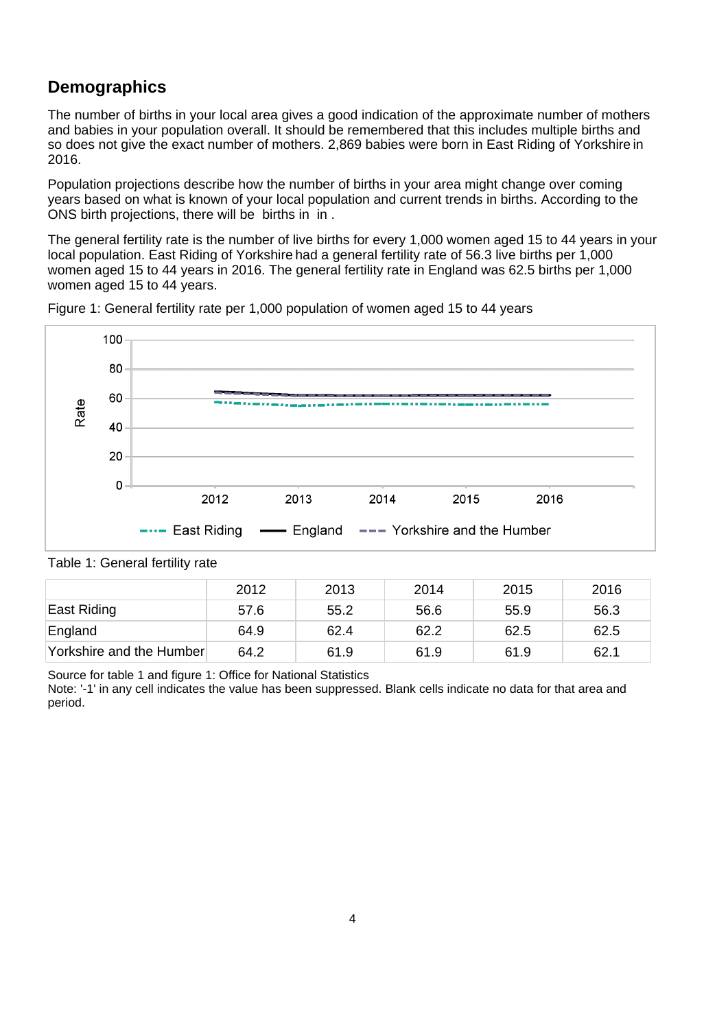## Demographics

The number of births in your local area gives a good indication of the approximate number of mothers and babies in your population overall. It should be remembered that this includes multiple births and so does not give the exact number of mothers. 2,869 babies were born in East Riding of Yorkshire in 2016.

Population projections describe how the number of births in your area might change over coming years based on what is known of your local population and current trends in births. According to the ONS birth projections, there will be  births in  in .

The general fertility rate is the number of live births for every 1,000 women aged 15 to 44 years in your local population. East Riding of Yorkshire had a general fertility rate of 56.3 live births per 1,000 women aged 15 to 44 years in 2016. The general fertility rate in England was 62.5 births per 1,000 women aged 15 to 44 years.

Figure 1: General fertility rate per 1,000 population of women aged 15 to 44 years

Table 1: General fertility rate

| | 2012 | 2013 | 2014 | 2015 | 2016 |
|---|---|---|---|---|---|
| East Riding | 57.6 | 55.2 | 56.6 | 55.9 | 56.3 |
| England | 64.9 | 62.4 | 62.2 | 62.5 | 62.5 |
| Yorkshire and the Humber | 64.2 | 61.9 | 61.9 | 61.9 | 62.1 |

Source for table 1 and figure 1: Office for National Statistics

Note: '-1' in any cell indicates the value has been suppressed. Blank cells indicate no data for that area and period.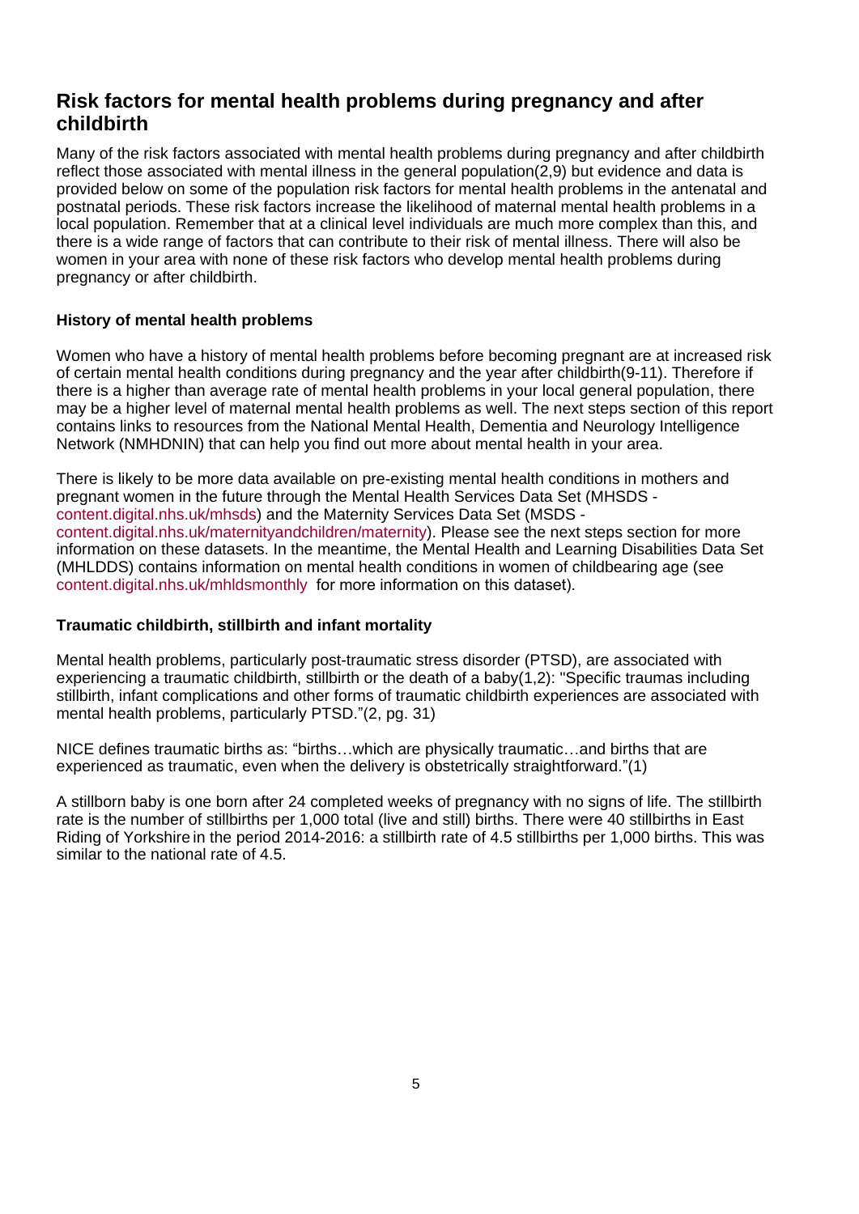## Risk factors for mental health problems during pregnancy and after childbirth

Many of the risk factors associated with mental health problems during pregnancy and after childbirth reflect those associated with mental illness in the general population(2,9) but evidence and data is provided below on some of the population risk factors for mental health problems in the antenatal and postnatal periods. These risk factors increase the likelihood of maternal mental health problems in a local population. Remember that at a clinical level individuals are much more complex than this, and there is a wide range of factors that can contribute to their risk of mental illness. There will also be women in your area with none of these risk factors who develop mental health problems during pregnancy or after childbirth.

### History of mental health problems

Women who have a history of mental health problems before becoming pregnant are at increased risk of certain mental health conditions during pregnancy and the year after childbirth(9-11). Therefore if there is a higher than average rate of mental health problems in your local general population, there may be a higher level of maternal mental health problems as well. The next steps section of this report contains links to resources from the National Mental Health, Dementia and Neurology Intelligence Network (NMHDNIN) that can help you find out more about mental health in your area.

There is likely to be more data available on pre-existing mental health conditions in mothers and pregnant women in the future through the Mental Health Services Data Set (MHSDS - content.digital.nhs.uk/mhsds) and the Maternity Services Data Set (MSDS - content.digital.nhs.uk/maternityandchildren/maternity). Please see the next steps section for more information on these datasets. In the meantime, the Mental Health and Learning Disabilities Data Set (MHLDDS) contains information on mental health conditions in women of childbearing age (see content.digital.nhs.uk/mhldsmonthly for more information on this dataset).

### Traumatic childbirth, stillbirth and infant mortality

Mental health problems, particularly post-traumatic stress disorder (PTSD), are associated with experiencing a traumatic childbirth, stillbirth or the death of a baby(1,2): "Specific traumas including stillbirth, infant complications and other forms of traumatic childbirth experiences are associated with mental health problems, particularly PTSD."(2, pg. 31)

NICE defines traumatic births as: "births…which are physically traumatic…and births that are experienced as traumatic, even when the delivery is obstetrically straightforward."(1)

A stillborn baby is one born after 24 completed weeks of pregnancy with no signs of life. The stillbirth rate is the number of stillbirths per 1,000 total (live and still) births. There were 40 stillbirths in East Riding of Yorkshire in the period 2014-2016: a stillbirth rate of 4.5 stillbirths per 1,000 births. This was similar to the national rate of 4.5.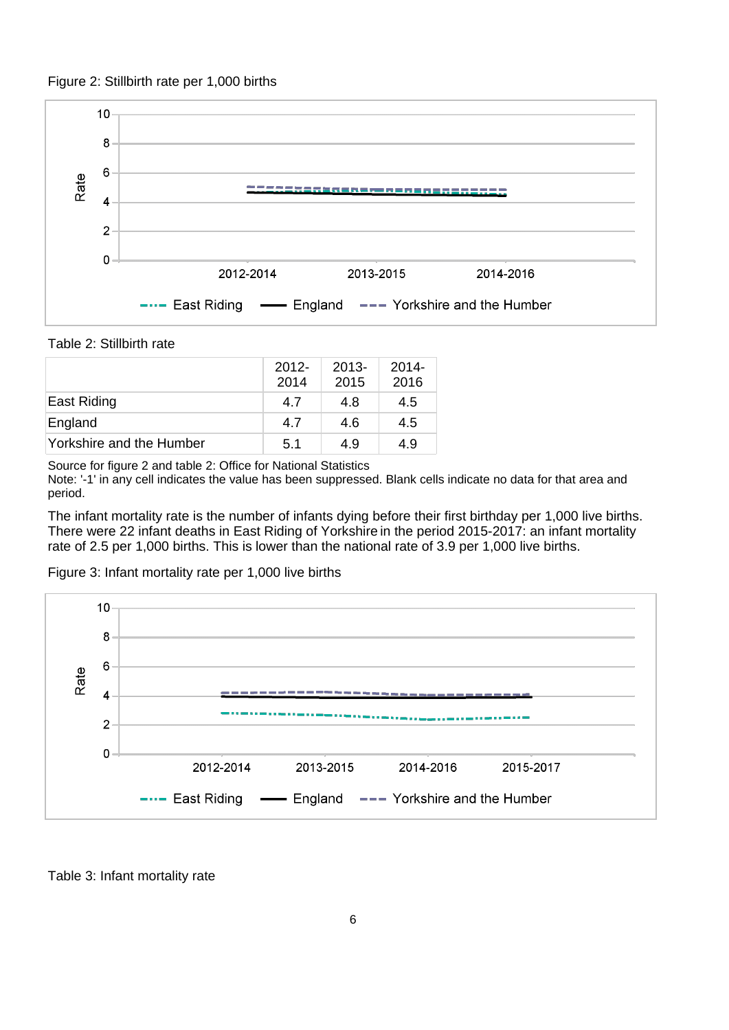Figure 2: Stillbirth rate per 1,000 births

Table 2: Stillbirth rate

| | 2012-2014 | 2013-2015 | 2014-2016 |
|---|---|---|---|
| East Riding | 4.7 | 4.8 | 4.5 |
| England | 4.7 | 4.6 | 4.5 |
| Yorkshire and the Humber | 5.1 | 4.9 | 4.9 |

Source for figure 2 and table 2: Office for National Statistics
Note: '-1' in any cell indicates the value has been suppressed. Blank cells indicate no data for that area and period.

The infant mortality rate is the number of infants dying before their first birthday per 1,000 live births. There were 22 infant deaths in East Riding of Yorkshire in the period 2015-2017: an infant mortality rate of 2.5 per 1,000 births. This is lower than the national rate of 3.9 per 1,000 live births.

Figure 3: Infant mortality rate per 1,000 live births

Table 3: Infant mortality rate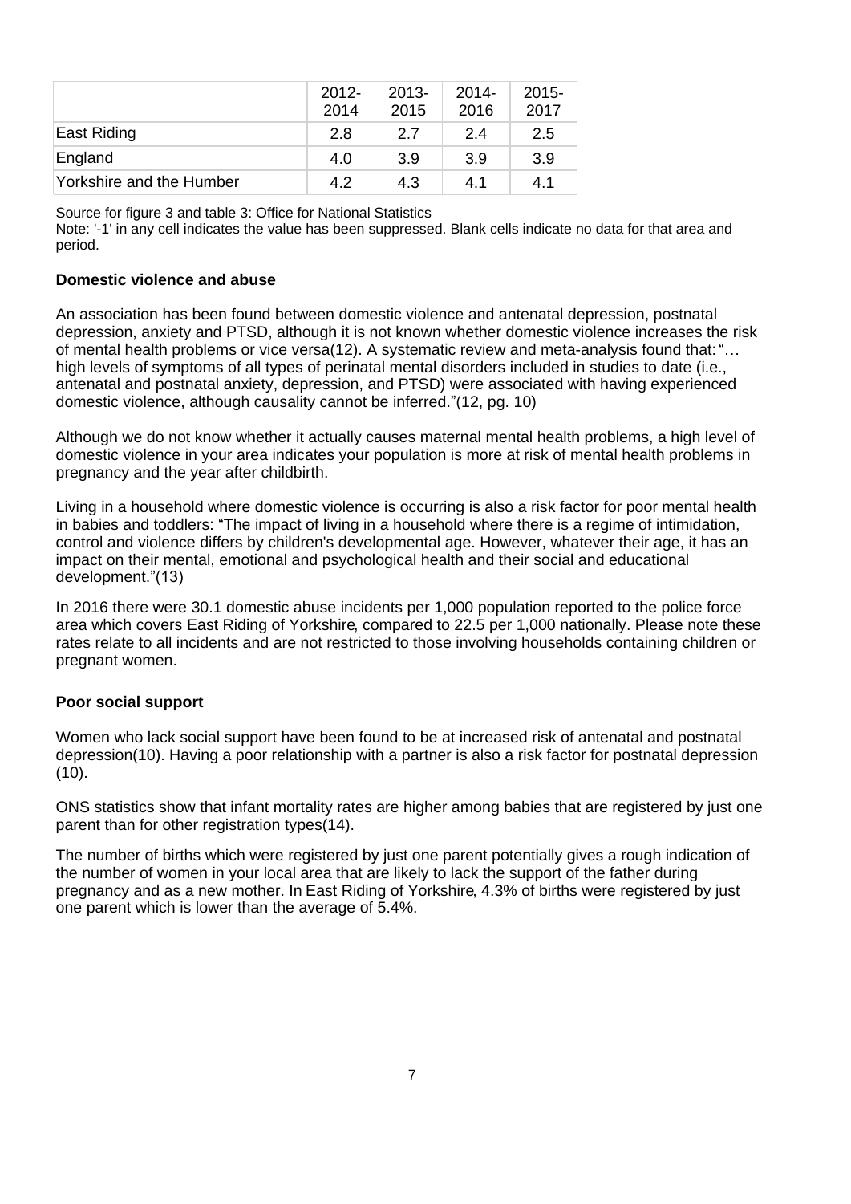| | 2012-2014 | 2013-2015 | 2014-2016 | 2015-2017 |
|---|---|---|---|---|
| East Riding | 2.8 | 2.7 | 2.4 | 2.5 |
| England | 4.0 | 3.9 | 3.9 | 3.9 |
| Yorkshire and the Humber | 4.2 | 4.3 | 4.1 | 4.1 |

Source for figure 3 and table 3: Office for National Statistics

Note: '-1' in any cell indicates the value has been suppressed. Blank cells indicate no data for that area and period.

**Domestic violence and abuse**

An association has been found between domestic violence and antenatal depression, postnatal depression, anxiety and PTSD, although it is not known whether domestic violence increases the risk of mental health problems or vice versa(12). A systematic review and meta-analysis found that: "… high levels of symptoms of all types of perinatal mental disorders included in studies to date (i.e., antenatal and postnatal anxiety, depression, and PTSD) were associated with having experienced domestic violence, although causality cannot be inferred."(12, pg. 10)

Although we do not know whether it actually causes maternal mental health problems, a high level of domestic violence in your area indicates your population is more at risk of mental health problems in pregnancy and the year after childbirth.

Living in a household where domestic violence is occurring is also a risk factor for poor mental health in babies and toddlers: "The impact of living in a household where there is a regime of intimidation, control and violence differs by children's developmental age. However, whatever their age, it has an impact on their mental, emotional and psychological health and their social and educational development."(13)

In 2016 there were 30.1 domestic abuse incidents per 1,000 population reported to the police force area which covers East Riding of Yorkshire, compared to 22.5 per 1,000 nationally. Please note these rates relate to all incidents and are not restricted to those involving households containing children or pregnant women.

**Poor social support**

Women who lack social support have been found to be at increased risk of antenatal and postnatal depression(10). Having a poor relationship with a partner is also a risk factor for postnatal depression (10).

ONS statistics show that infant mortality rates are higher among babies that are registered by just one parent than for other registration types(14).

The number of births which were registered by just one parent potentially gives a rough indication of the number of women in your local area that are likely to lack the support of the father during pregnancy and as a new mother. In East Riding of Yorkshire, 4.3% of births were registered by just one parent which is lower than the average of 5.4%.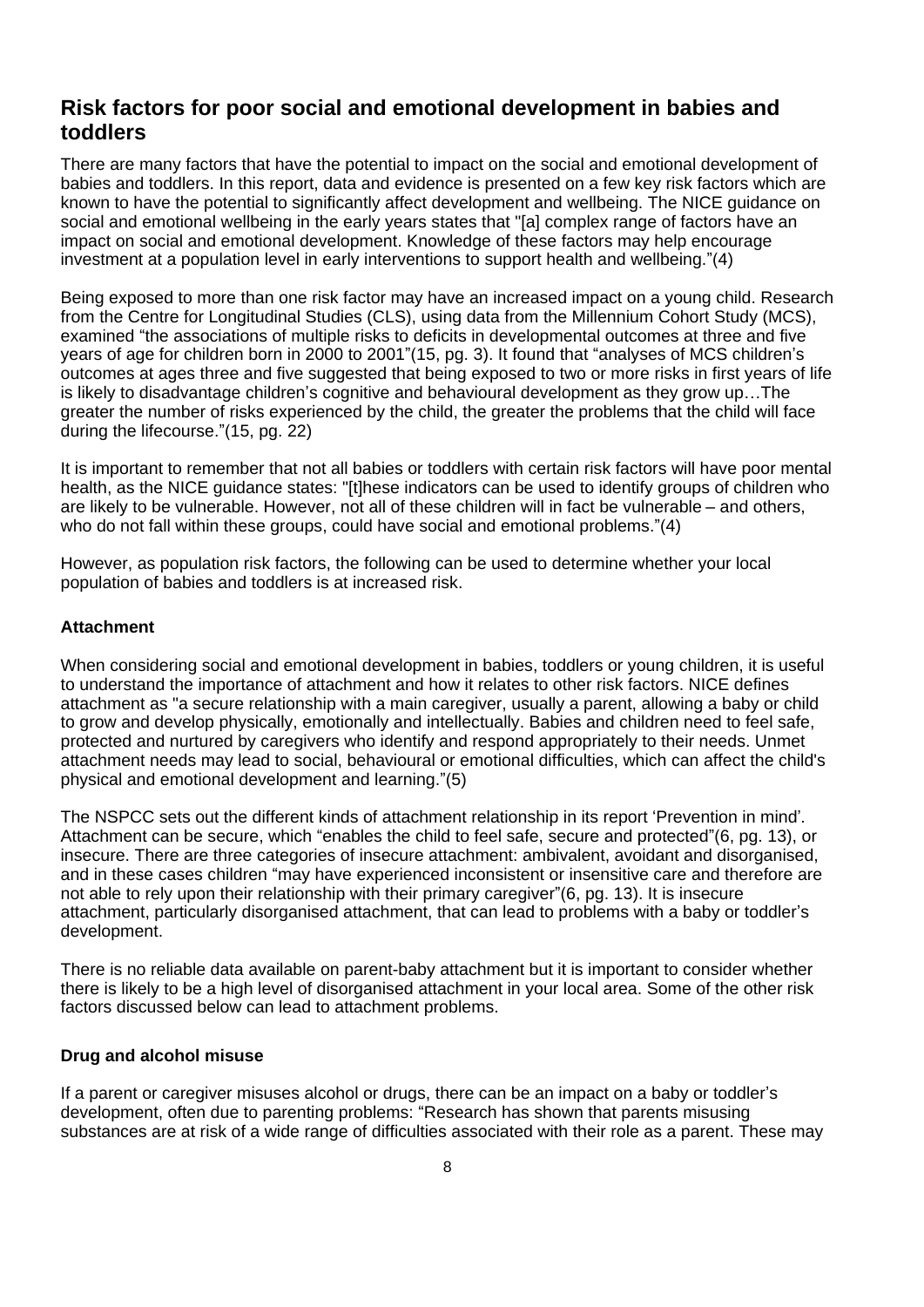## Risk factors for poor social and emotional development in babies and toddlers

There are many factors that have the potential to impact on the social and emotional development of babies and toddlers. In this report, data and evidence is presented on a few key risk factors which are known to have the potential to significantly affect development and wellbeing. The NICE guidance on social and emotional wellbeing in the early years states that "[a] complex range of factors have an impact on social and emotional development. Knowledge of these factors may help encourage investment at a population level in early interventions to support health and wellbeing."(4)

Being exposed to more than one risk factor may have an increased impact on a young child. Research from the Centre for Longitudinal Studies (CLS), using data from the Millennium Cohort Study (MCS), examined "the associations of multiple risks to deficits in developmental outcomes at three and five years of age for children born in 2000 to 2001"(15, pg. 3). It found that "analyses of MCS children's outcomes at ages three and five suggested that being exposed to two or more risks in first years of life is likely to disadvantage children's cognitive and behavioural development as they grow up…The greater the number of risks experienced by the child, the greater the problems that the child will face during the lifecourse."(15, pg. 22)

It is important to remember that not all babies or toddlers with certain risk factors will have poor mental health, as the NICE guidance states: "[t]hese indicators can be used to identify groups of children who are likely to be vulnerable. However, not all of these children will in fact be vulnerable – and others, who do not fall within these groups, could have social and emotional problems."(4)

However, as population risk factors, the following can be used to determine whether your local population of babies and toddlers is at increased risk.

### Attachment

When considering social and emotional development in babies, toddlers or young children, it is useful to understand the importance of attachment and how it relates to other risk factors. NICE defines attachment as "a secure relationship with a main caregiver, usually a parent, allowing a baby or child to grow and develop physically, emotionally and intellectually. Babies and children need to feel safe, protected and nurtured by caregivers who identify and respond appropriately to their needs. Unmet attachment needs may lead to social, behavioural or emotional difficulties, which can affect the child's physical and emotional development and learning."(5)

The NSPCC sets out the different kinds of attachment relationship in its report 'Prevention in mind'. Attachment can be secure, which "enables the child to feel safe, secure and protected"(6, pg. 13), or insecure. There are three categories of insecure attachment: ambivalent, avoidant and disorganised, and in these cases children "may have experienced inconsistent or insensitive care and therefore are not able to rely upon their relationship with their primary caregiver"(6, pg. 13). It is insecure attachment, particularly disorganised attachment, that can lead to problems with a baby or toddler's development.

There is no reliable data available on parent-baby attachment but it is important to consider whether there is likely to be a high level of disorganised attachment in your local area. Some of the other risk factors discussed below can lead to attachment problems.

### Drug and alcohol misuse

If a parent or caregiver misuses alcohol or drugs, there can be an impact on a baby or toddler's development, often due to parenting problems: "Research has shown that parents misusing substances are at risk of a wide range of difficulties associated with their role as a parent. These may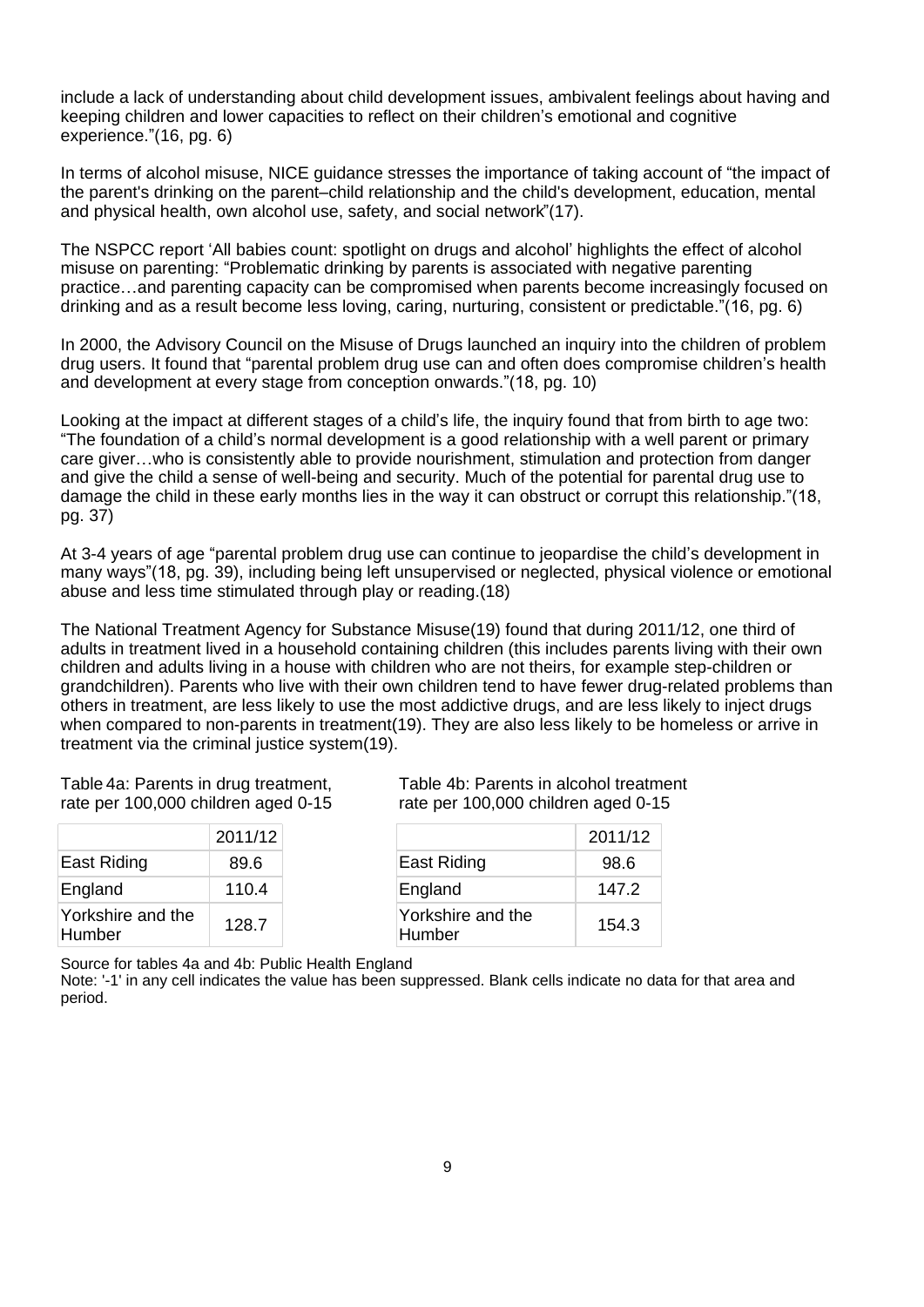include a lack of understanding about child development issues, ambivalent feelings about having and keeping children and lower capacities to reflect on their children's emotional and cognitive experience."(16, pg. 6)

In terms of alcohol misuse, NICE guidance stresses the importance of taking account of "the impact of the parent's drinking on the parent–child relationship and the child's development, education, mental and physical health, own alcohol use, safety, and social network"(17).

The NSPCC report 'All babies count: spotlight on drugs and alcohol' highlights the effect of alcohol misuse on parenting: "Problematic drinking by parents is associated with negative parenting practice…and parenting capacity can be compromised when parents become increasingly focused on drinking and as a result become less loving, caring, nurturing, consistent or predictable."(16, pg. 6)

In 2000, the Advisory Council on the Misuse of Drugs launched an inquiry into the children of problem drug users. It found that "parental problem drug use can and often does compromise children's health and development at every stage from conception onwards."(18, pg. 10)

Looking at the impact at different stages of a child's life, the inquiry found that from birth to age two: "The foundation of a child's normal development is a good relationship with a well parent or primary care giver…who is consistently able to provide nourishment, stimulation and protection from danger and give the child a sense of well-being and security. Much of the potential for parental drug use to damage the child in these early months lies in the way it can obstruct or corrupt this relationship."(18, pg. 37)

At 3-4 years of age "parental problem drug use can continue to jeopardise the child's development in many ways"(18, pg. 39), including being left unsupervised or neglected, physical violence or emotional abuse and less time stimulated through play or reading.(18)

The National Treatment Agency for Substance Misuse(19) found that during 2011/12, one third of adults in treatment lived in a household containing children (this includes parents living with their own children and adults living in a house with children who are not theirs, for example step-children or grandchildren). Parents who live with their own children tend to have fewer drug-related problems than others in treatment, are less likely to use the most addictive drugs, and are less likely to inject drugs when compared to non-parents in treatment(19). They are also less likely to be homeless or arrive in treatment via the criminal justice system(19).

Table 4a: Parents in drug treatment, rate per 100,000 children aged 0-15

| | 2011/12 |
|---|---|
| East Riding | 89.6 |
| England | 110.4 |
| Yorkshire and the Humber | 128.7 |

Table 4b: Parents in alcohol treatment rate per 100,000 children aged 0-15

| | 2011/12 |
|---|---|
| East Riding | 98.6 |
| England | 147.2 |
| Yorkshire and the Humber | 154.3 |

Source for tables 4a and 4b: Public Health England

Note: '-1' in any cell indicates the value has been suppressed. Blank cells indicate no data for that area and period.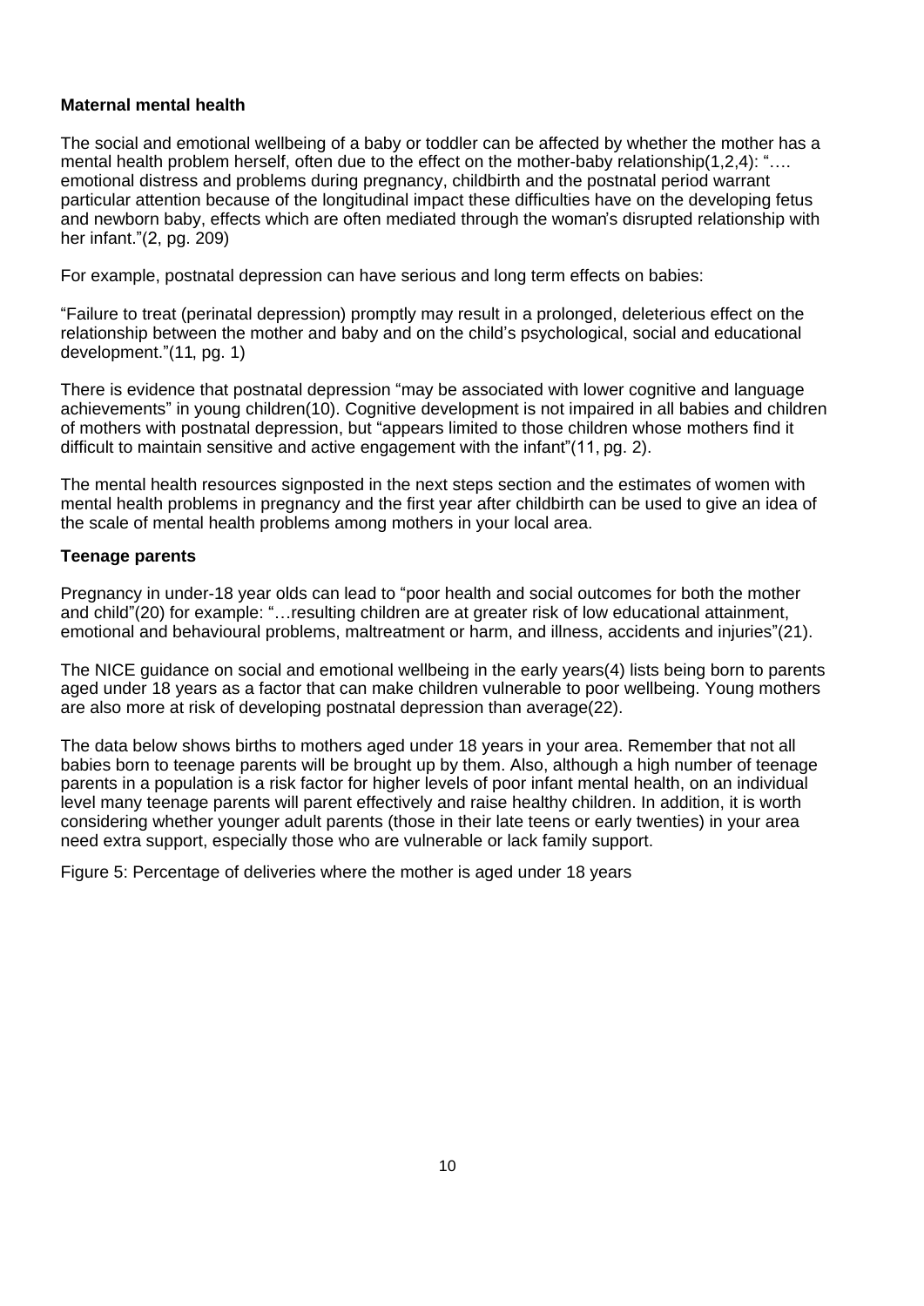**Maternal mental health**

The social and emotional wellbeing of a baby or toddler can be affected by whether the mother has a mental health problem herself, often due to the effect on the mother-baby relationship(1,2,4): "…. emotional distress and problems during pregnancy, childbirth and the postnatal period warrant particular attention because of the longitudinal impact these difficulties have on the developing fetus and newborn baby, effects which are often mediated through the woman's disrupted relationship with her infant."(2, pg. 209)

For example, postnatal depression can have serious and long term effects on babies:

"Failure to treat (perinatal depression) promptly may result in a prolonged, deleterious effect on the relationship between the mother and baby and on the child's psychological, social and educational development."(11, pg. 1)

There is evidence that postnatal depression "may be associated with lower cognitive and language achievements" in young children(10). Cognitive development is not impaired in all babies and children of mothers with postnatal depression, but "appears limited to those children whose mothers find it difficult to maintain sensitive and active engagement with the infant"(11, pg. 2).

The mental health resources signposted in the next steps section and the estimates of women with mental health problems in pregnancy and the first year after childbirth can be used to give an idea of the scale of mental health problems among mothers in your local area.

**Teenage parents**

Pregnancy in under-18 year olds can lead to "poor health and social outcomes for both the mother and child"(20) for example: "…resulting children are at greater risk of low educational attainment, emotional and behavioural problems, maltreatment or harm, and illness, accidents and injuries"(21).

The NICE guidance on social and emotional wellbeing in the early years(4) lists being born to parents aged under 18 years as a factor that can make children vulnerable to poor wellbeing. Young mothers are also more at risk of developing postnatal depression than average(22).

The data below shows births to mothers aged under 18 years in your area. Remember that not all babies born to teenage parents will be brought up by them. Also, although a high number of teenage parents in a population is a risk factor for higher levels of poor infant mental health, on an individual level many teenage parents will parent effectively and raise healthy children. In addition, it is worth considering whether younger adult parents (those in their late teens or early twenties) in your area need extra support, especially those who are vulnerable or lack family support.

Figure 5: Percentage of deliveries where the mother is aged under 18 years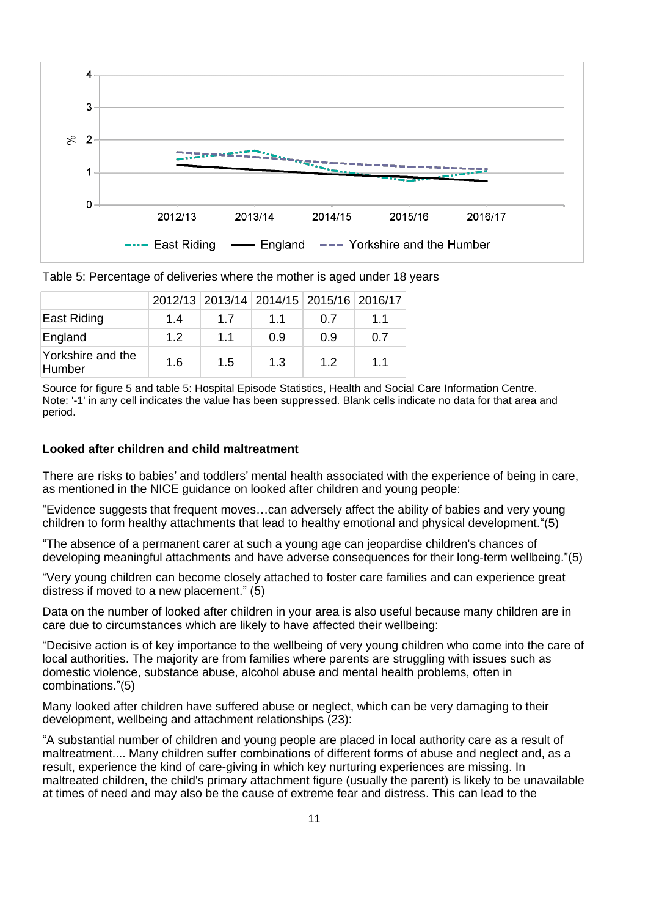Table 5: Percentage of deliveries where the mother is aged under 18 years

| | 2012/13 | 2013/14 | 2014/15 | 2015/16 | 2016/17 |
|---|---|---|---|---|---|
| East Riding | 1.4 | 1.7 | 1.1 | 0.7 | 1.1 |
| England | 1.2 | 1.1 | 0.9 | 0.9 | 0.7 |
| Yorkshire and the Humber | 1.6 | 1.5 | 1.3 | 1.2 | 1.1 |

Source for figure 5 and table 5: Hospital Episode Statistics, Health and Social Care Information Centre.
Note: '-1' in any cell indicates the value has been suppressed. Blank cells indicate no data for that area and period.

**Looked after children and child maltreatment**

There are risks to babies' and toddlers' mental health associated with the experience of being in care, as mentioned in the NICE guidance on looked after children and young people:

"Evidence suggests that frequent moves…can adversely affect the ability of babies and very young children to form healthy attachments that lead to healthy emotional and physical development."(5)

"The absence of a permanent carer at such a young age can jeopardise children's chances of developing meaningful attachments and have adverse consequences for their long-term wellbeing."(5)

"Very young children can become closely attached to foster care families and can experience great distress if moved to a new placement." (5)

Data on the number of looked after children in your area is also useful because many children are in care due to circumstances which are likely to have affected their wellbeing:

"Decisive action is of key importance to the wellbeing of very young children who come into the care of local authorities. The majority are from families where parents are struggling with issues such as domestic violence, substance abuse, alcohol abuse and mental health problems, often in combinations."(5)

Many looked after children have suffered abuse or neglect, which can be very damaging to their development, wellbeing and attachment relationships (23):

"A substantial number of children and young people are placed in local authority care as a result of maltreatment.... Many children suffer combinations of different forms of abuse and neglect and, as a result, experience the kind of care-giving in which key nurturing experiences are missing. In maltreated children, the child's primary attachment figure (usually the parent) is likely to be unavailable at times of need and may also be the cause of extreme fear and distress. This can lead to the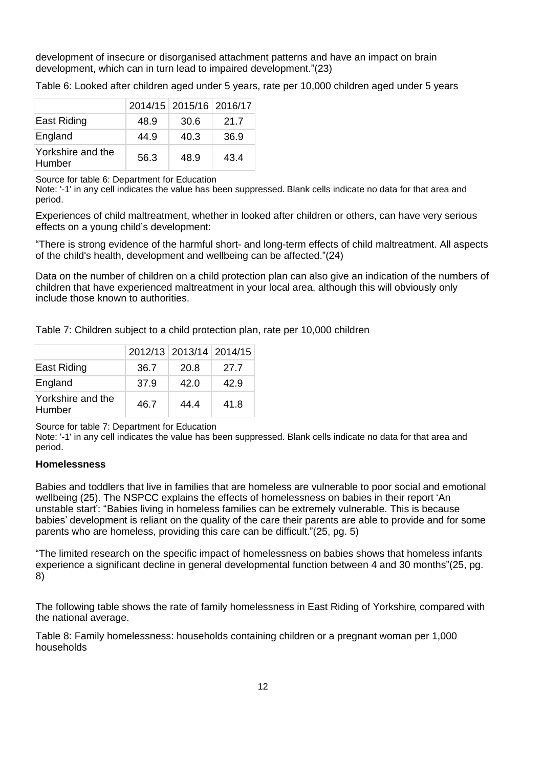development of insecure or disorganised attachment patterns and have an impact on brain development, which can in turn lead to impaired development."(23)

Table 6: Looked after children aged under 5 years, rate per 10,000 children aged under 5 years

| | 2014/15 | 2015/16 | 2016/17 |
|---|---|---|---|
| East Riding | 48.9 | 30.6 | 21.7 |
| England | 44.9 | 40.3 | 36.9 |
| Yorkshire and the Humber | 56.3 | 48.9 | 43.4 |

Source for table 6: Department for Education
Note: '-1' in any cell indicates the value has been suppressed. Blank cells indicate no data for that area and period.

Experiences of child maltreatment, whether in looked after children or others, can have very serious effects on a young child's development:

"There is strong evidence of the harmful short- and long-term effects of child maltreatment. All aspects of the child's health, development and wellbeing can be affected."(24)

Data on the number of children on a child protection plan can also give an indication of the numbers of children that have experienced maltreatment in your local area, although this will obviously only include those known to authorities.

Table 7: Children subject to a child protection plan, rate per 10,000 children

| | 2012/13 | 2013/14 | 2014/15 |
|---|---|---|---|
| East Riding | 36.7 | 20.8 | 27.7 |
| England | 37.9 | 42.0 | 42.9 |
| Yorkshire and the Humber | 46.7 | 44.4 | 41.8 |

Source for table 7: Department for Education
Note: '-1' in any cell indicates the value has been suppressed. Blank cells indicate no data for that area and period.

**Homelessness**

Babies and toddlers that live in families that are homeless are vulnerable to poor social and emotional wellbeing (25). The NSPCC explains the effects of homelessness on babies in their report 'An unstable start': "Babies living in homeless families can be extremely vulnerable. This is because babies' development is reliant on the quality of the care their parents are able to provide and for some parents who are homeless, providing this care can be difficult."(25, pg. 5)

"The limited research on the specific impact of homelessness on babies shows that homeless infants experience a significant decline in general developmental function between 4 and 30 months"(25, pg. 8)

The following table shows the rate of family homelessness in East Riding of Yorkshire, compared with the national average.

Table 8: Family homelessness: households containing children or a pregnant woman per 1,000 households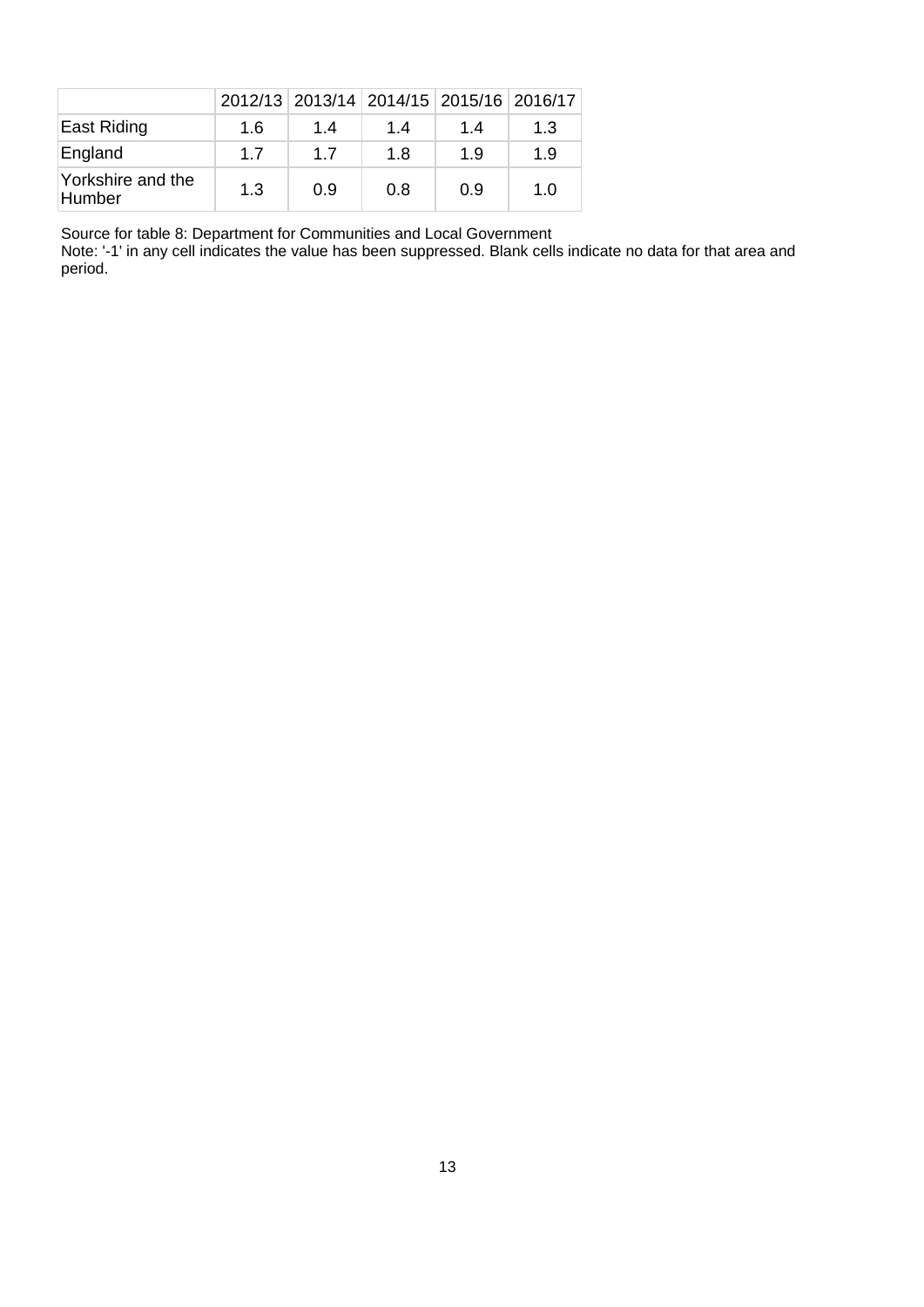| | 2012/13 | 2013/14 | 2014/15 | 2015/16 | 2016/17 |
|---|---|---|---|---|---|
| East Riding | 1.6 | 1.4 | 1.4 | 1.4 | 1.3 |
| England | 1.7 | 1.7 | 1.8 | 1.9 | 1.9 |
| Yorkshire and the Humber | 1.3 | 0.9 | 0.8 | 0.9 | 1.0 |

Source for table 8: Department for Communities and Local Government
Note: '-1' in any cell indicates the value has been suppressed. Blank cells indicate no data for that area and period.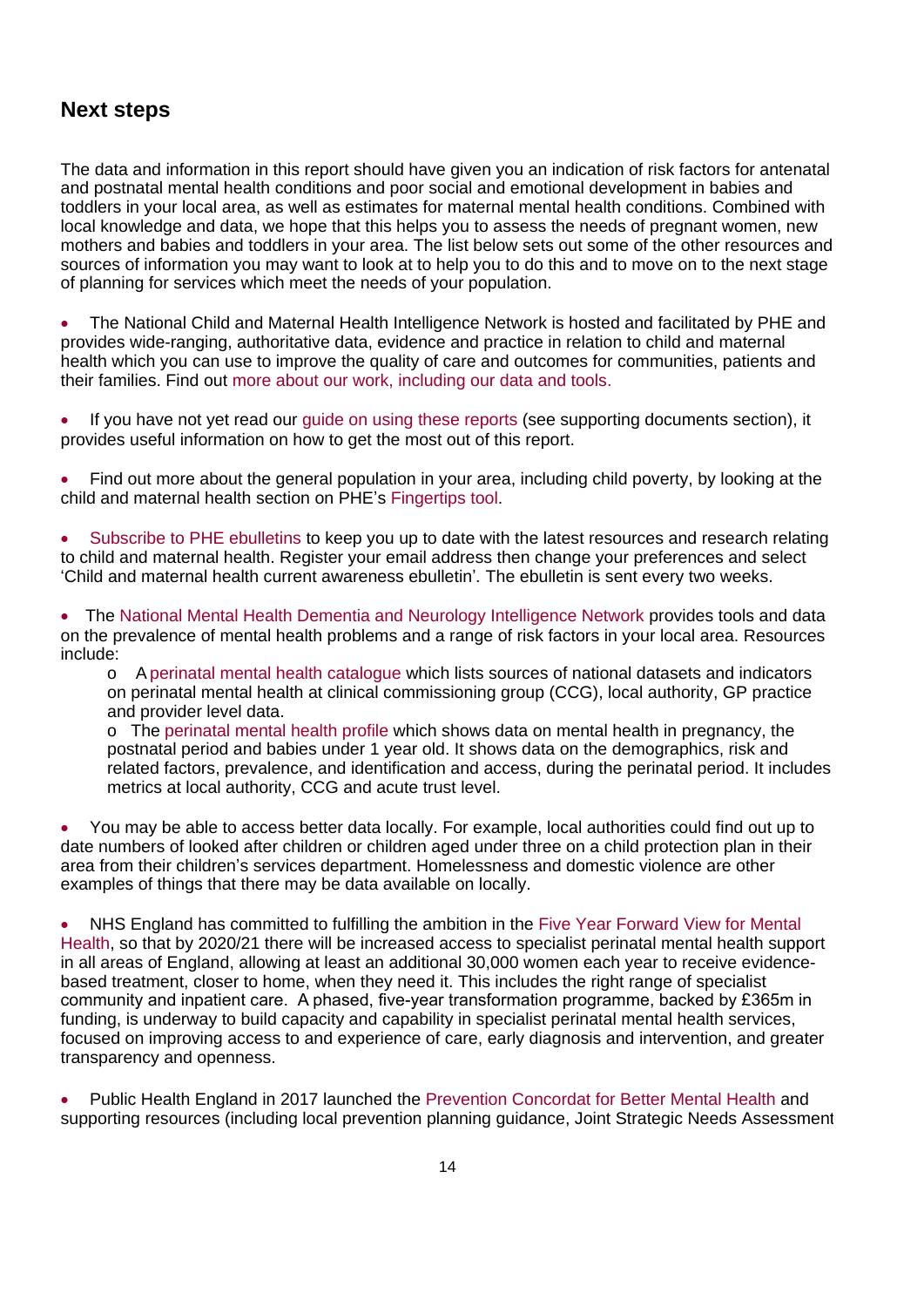## Next steps

The data and information in this report should have given you an indication of risk factors for antenatal and postnatal mental health conditions and poor social and emotional development in babies and toddlers in your local area, as well as estimates for maternal mental health conditions. Combined with local knowledge and data, we hope that this helps you to assess the needs of pregnant women, new mothers and babies and toddlers in your area. The list below sets out some of the other resources and sources of information you may want to look at to help you to do this and to move on to the next stage of planning for services which meet the needs of your population.

- The National Child and Maternal Health Intelligence Network is hosted and facilitated by PHE and provides wide-ranging, authoritative data, evidence and practice in relation to child and maternal health which you can use to improve the quality of care and outcomes for communities, patients and their families. Find out more about our work, including our data and tools.

- If you have not yet read our guide on using these reports (see supporting documents section), it provides useful information on how to get the most out of this report.

- Find out more about the general population in your area, including child poverty, by looking at the child and maternal health section on PHE's Fingertips tool.

- Subscribe to PHE ebulletins to keep you up to date with the latest resources and research relating to child and maternal health. Register your email address then change your preferences and select 'Child and maternal health current awareness ebulletin'. The ebulletin is sent every two weeks.

- The National Mental Health Dementia and Neurology Intelligence Network provides tools and data on the prevalence of mental health problems and a range of risk factors in your local area. Resources include:
  - A perinatal mental health catalogue which lists sources of national datasets and indicators on perinatal mental health at clinical commissioning group (CCG), local authority, GP practice and provider level data.
  - The perinatal mental health profile which shows data on mental health in pregnancy, the postnatal period and babies under 1 year old. It shows data on the demographics, risk and related factors, prevalence, and identification and access, during the perinatal period. It includes metrics at local authority, CCG and acute trust level.

- You may be able to access better data locally. For example, local authorities could find out up to date numbers of looked after children or children aged under three on a child protection plan in their area from their children's services department. Homelessness and domestic violence are other examples of things that there may be data available on locally.

- NHS England has committed to fulfilling the ambition in the Five Year Forward View for Mental Health, so that by 2020/21 there will be increased access to specialist perinatal mental health support in all areas of England, allowing at least an additional 30,000 women each year to receive evidence-based treatment, closer to home, when they need it. This includes the right range of specialist community and inpatient care. A phased, five-year transformation programme, backed by £365m in funding, is underway to build capacity and capability in specialist perinatal mental health services, focused on improving access to and experience of care, early diagnosis and intervention, and greater transparency and openness.

- Public Health England in 2017 launched the Prevention Concordat for Better Mental Health and supporting resources (including local prevention planning guidance, Joint Strategic Needs Assessment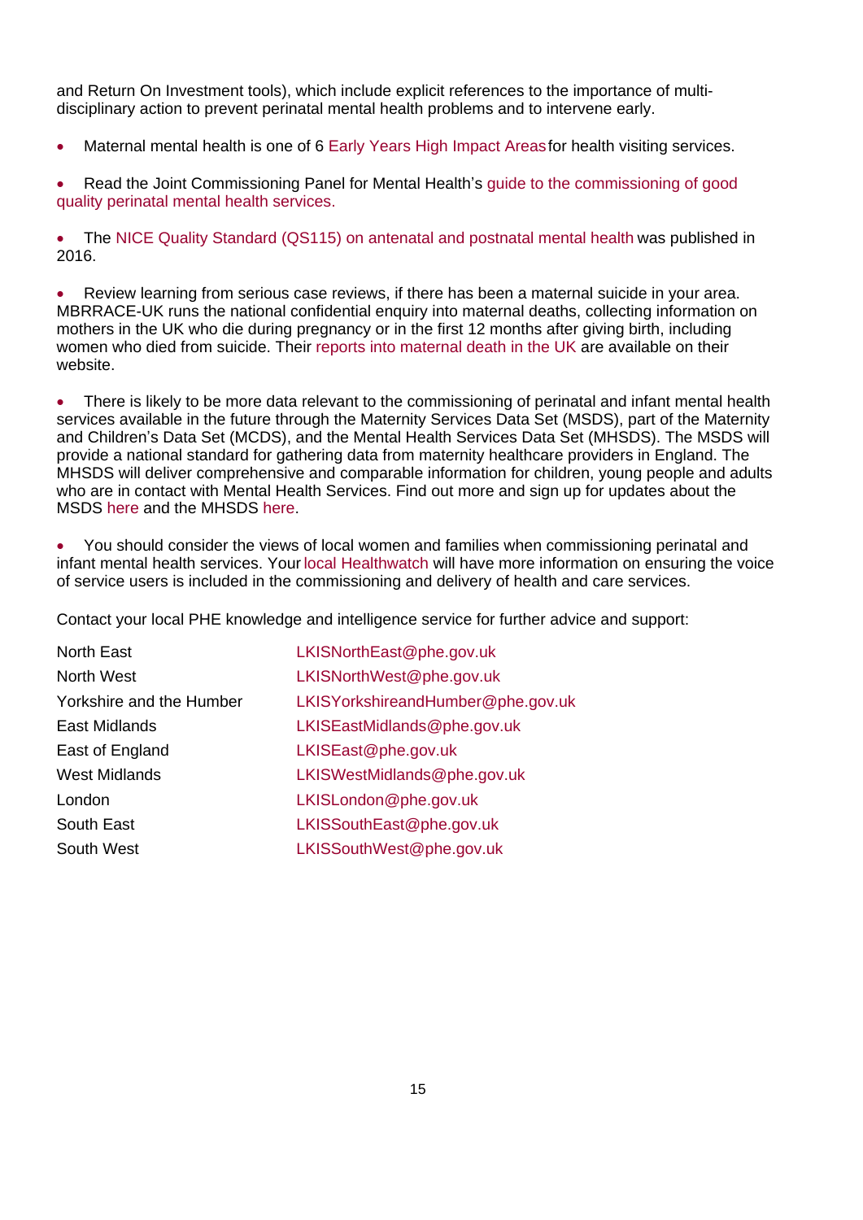and Return On Investment tools), which include explicit references to the importance of multi-disciplinary action to prevent perinatal mental health problems and to intervene early.

- Maternal mental health is one of 6 Early Years High Impact Areas for health visiting services.
- Read the Joint Commissioning Panel for Mental Health's guide to the commissioning of good quality perinatal mental health services.
- The NICE Quality Standard (QS115) on antenatal and postnatal mental health was published in 2016.
- Review learning from serious case reviews, if there has been a maternal suicide in your area. MBRRACE-UK runs the national confidential enquiry into maternal deaths, collecting information on mothers in the UK who die during pregnancy or in the first 12 months after giving birth, including women who died from suicide. Their reports into maternal death in the UK are available on their website.
- There is likely to be more data relevant to the commissioning of perinatal and infant mental health services available in the future through the Maternity Services Data Set (MSDS), part of the Maternity and Children's Data Set (MCDS), and the Mental Health Services Data Set (MHSDS). The MSDS will provide a national standard for gathering data from maternity healthcare providers in England. The MHSDS will deliver comprehensive and comparable information for children, young people and adults who are in contact with Mental Health Services. Find out more and sign up for updates about the MSDS here and the MHSDS here.
- You should consider the views of local women and families when commissioning perinatal and infant mental health services. Your local Healthwatch will have more information on ensuring the voice of service users is included in the commissioning and delivery of health and care services.

Contact your local PHE knowledge and intelligence service for further advice and support:

| | |
|---|---|
| North East | LKISNorthEast@phe.gov.uk |
| North West | LKISNorthWest@phe.gov.uk |
| Yorkshire and the Humber | LKISYorkshireandHumber@phe.gov.uk |
| East Midlands | LKISEastMidlands@phe.gov.uk |
| East of England | LKISEast@phe.gov.uk |
| West Midlands | LKISWestMidlands@phe.gov.uk |
| London | LKISLondon@phe.gov.uk |
| South East | LKISSouthEast@phe.gov.uk |
| South West | LKISSouthWest@phe.gov.uk |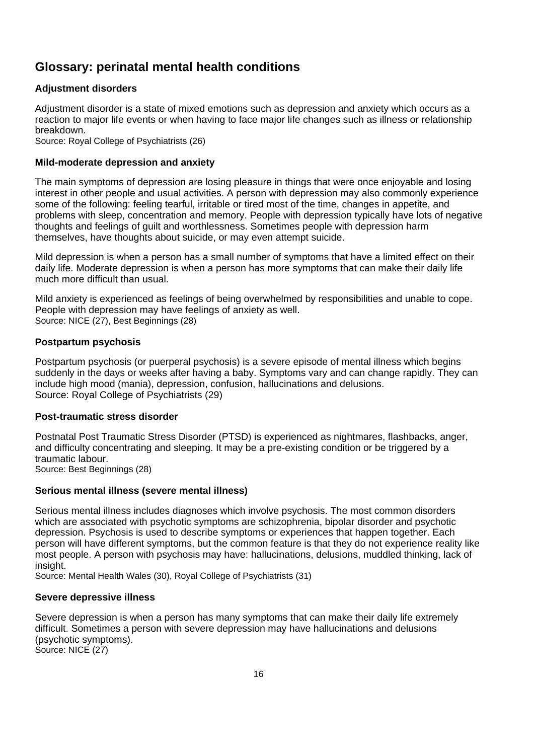## Glossary: perinatal mental health conditions

### Adjustment disorders

Adjustment disorder is a state of mixed emotions such as depression and anxiety which occurs as a reaction to major life events or when having to face major life changes such as illness or relationship breakdown.
Source: Royal College of Psychiatrists (26)

### Mild-moderate depression and anxiety

The main symptoms of depression are losing pleasure in things that were once enjoyable and losing interest in other people and usual activities. A person with depression may also commonly experience some of the following: feeling tearful, irritable or tired most of the time, changes in appetite, and problems with sleep, concentration and memory. People with depression typically have lots of negative thoughts and feelings of guilt and worthlessness. Sometimes people with depression harm themselves, have thoughts about suicide, or may even attempt suicide.

Mild depression is when a person has a small number of symptoms that have a limited effect on their daily life. Moderate depression is when a person has more symptoms that can make their daily life much more difficult than usual.

Mild anxiety is experienced as feelings of being overwhelmed by responsibilities and unable to cope. People with depression may have feelings of anxiety as well.
Source: NICE (27), Best Beginnings (28)

### Postpartum psychosis

Postpartum psychosis (or puerperal psychosis) is a severe episode of mental illness which begins suddenly in the days or weeks after having a baby. Symptoms vary and can change rapidly. They can include high mood (mania), depression, confusion, hallucinations and delusions.
Source: Royal College of Psychiatrists (29)

### Post-traumatic stress disorder

Postnatal Post Traumatic Stress Disorder (PTSD) is experienced as nightmares, flashbacks, anger, and difficulty concentrating and sleeping. It may be a pre-existing condition or be triggered by a traumatic labour.
Source: Best Beginnings (28)

### Serious mental illness (severe mental illness)

Serious mental illness includes diagnoses which involve psychosis. The most common disorders which are associated with psychotic symptoms are schizophrenia, bipolar disorder and psychotic depression. Psychosis is used to describe symptoms or experiences that happen together. Each person will have different symptoms, but the common feature is that they do not experience reality like most people. A person with psychosis may have: hallucinations, delusions, muddled thinking, lack of insight.
Source: Mental Health Wales (30), Royal College of Psychiatrists (31)

### Severe depressive illness

Severe depression is when a person has many symptoms that can make their daily life extremely difficult. Sometimes a person with severe depression may have hallucinations and delusions (psychotic symptoms).
Source: NICE (27)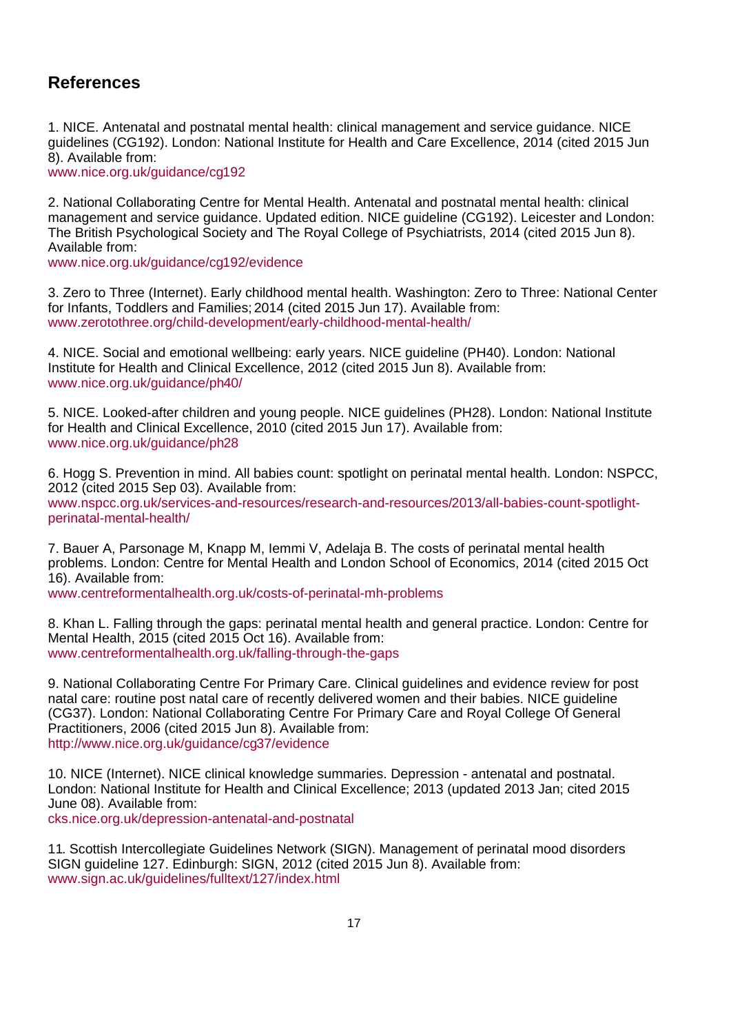## References

1. NICE. Antenatal and postnatal mental health: clinical management and service guidance. NICE guidelines (CG192). London: National Institute for Health and Care Excellence, 2014 (cited 2015 Jun 8). Available from:
www.nice.org.uk/guidance/cg192

2. National Collaborating Centre for Mental Health. Antenatal and postnatal mental health: clinical management and service guidance. Updated edition. NICE guideline (CG192). Leicester and London: The British Psychological Society and The Royal College of Psychiatrists, 2014 (cited 2015 Jun 8). Available from:
www.nice.org.uk/guidance/cg192/evidence

3. Zero to Three (Internet). Early childhood mental health. Washington: Zero to Three: National Center for Infants, Toddlers and Families; 2014 (cited 2015 Jun 17). Available from:
www.zerotothree.org/child-development/early-childhood-mental-health/

4. NICE. Social and emotional wellbeing: early years. NICE guideline (PH40). London: National Institute for Health and Clinical Excellence, 2012 (cited 2015 Jun 8). Available from:
www.nice.org.uk/guidance/ph40/

5. NICE. Looked-after children and young people. NICE guidelines (PH28). London: National Institute for Health and Clinical Excellence, 2010 (cited 2015 Jun 17). Available from:
www.nice.org.uk/guidance/ph28

6. Hogg S. Prevention in mind. All babies count: spotlight on perinatal mental health. London: NSPCC, 2012 (cited 2015 Sep 03). Available from:
www.nspcc.org.uk/services-and-resources/research-and-resources/2013/all-babies-count-spotlight-perinatal-mental-health/

7. Bauer A, Parsonage M, Knapp M, Iemmi V, Adelaja B. The costs of perinatal mental health problems. London: Centre for Mental Health and London School of Economics, 2014 (cited 2015 Oct 16). Available from:
www.centreformentalhealth.org.uk/costs-of-perinatal-mh-problems

8. Khan L. Falling through the gaps: perinatal mental health and general practice. London: Centre for Mental Health, 2015 (cited 2015 Oct 16). Available from:
www.centreformentalhealth.org.uk/falling-through-the-gaps

9. National Collaborating Centre For Primary Care. Clinical guidelines and evidence review for post natal care: routine post natal care of recently delivered women and their babies. NICE guideline (CG37). London: National Collaborating Centre For Primary Care and Royal College Of General Practitioners, 2006 (cited 2015 Jun 8). Available from:
http://www.nice.org.uk/guidance/cg37/evidence

10. NICE (Internet). NICE clinical knowledge summaries. Depression - antenatal and postnatal. London: National Institute for Health and Clinical Excellence; 2013 (updated 2013 Jan; cited 2015 June 08). Available from:
cks.nice.org.uk/depression-antenatal-and-postnatal

11. Scottish Intercollegiate Guidelines Network (SIGN). Management of perinatal mood disorders SIGN guideline 127. Edinburgh: SIGN, 2012 (cited 2015 Jun 8). Available from:
www.sign.ac.uk/guidelines/fulltext/127/index.html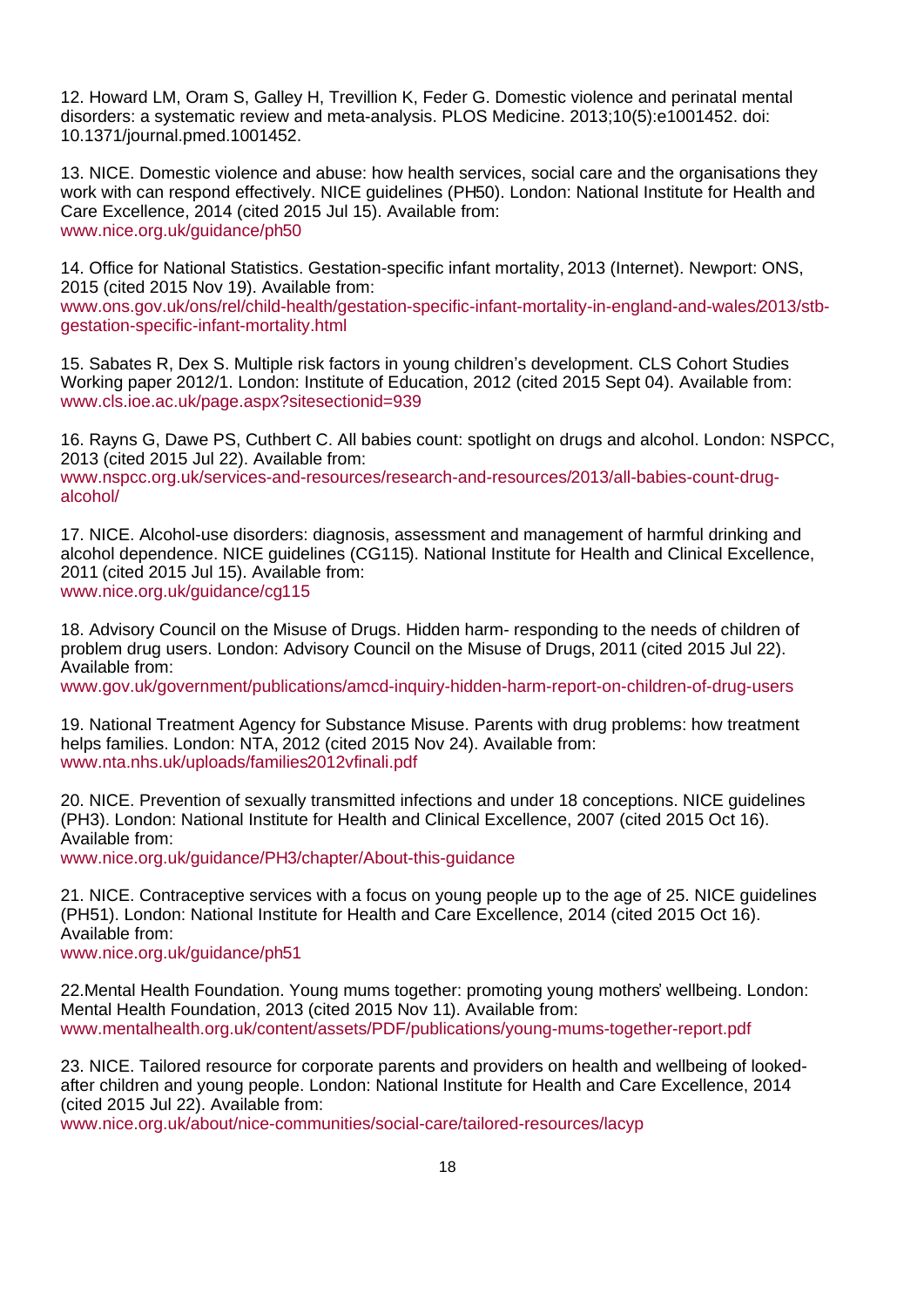12. Howard LM, Oram S, Galley H, Trevillion K, Feder G. Domestic violence and perinatal mental disorders: a systematic review and meta-analysis. PLOS Medicine. 2013;10(5):e1001452. doi: 10.1371/journal.pmed.1001452.

13. NICE. Domestic violence and abuse: how health services, social care and the organisations they work with can respond effectively. NICE guidelines (PH50). London: National Institute for Health and Care Excellence, 2014 (cited 2015 Jul 15). Available from:
www.nice.org.uk/guidance/ph50

14. Office for National Statistics. Gestation-specific infant mortality, 2013 (Internet). Newport: ONS, 2015 (cited 2015 Nov 19). Available from:
www.ons.gov.uk/ons/rel/child-health/gestation-specific-infant-mortality-in-england-and-wales/2013/stb-gestation-specific-infant-mortality.html

15. Sabates R, Dex S. Multiple risk factors in young children's development. CLS Cohort Studies Working paper 2012/1. London: Institute of Education, 2012 (cited 2015 Sept 04). Available from:
www.cls.ioe.ac.uk/page.aspx?sitesectionid=939

16. Rayns G, Dawe PS, Cuthbert C. All babies count: spotlight on drugs and alcohol. London: NSPCC, 2013 (cited 2015 Jul 22). Available from:
www.nspcc.org.uk/services-and-resources/research-and-resources/2013/all-babies-count-drug-alcohol/

17. NICE. Alcohol-use disorders: diagnosis, assessment and management of harmful drinking and alcohol dependence. NICE guidelines (CG115). National Institute for Health and Clinical Excellence, 2011 (cited 2015 Jul 15). Available from:
www.nice.org.uk/guidance/cg115

18. Advisory Council on the Misuse of Drugs. Hidden harm- responding to the needs of children of problem drug users. London: Advisory Council on the Misuse of Drugs, 2011 (cited 2015 Jul 22). Available from:
www.gov.uk/government/publications/amcd-inquiry-hidden-harm-report-on-children-of-drug-users

19. National Treatment Agency for Substance Misuse. Parents with drug problems: how treatment helps families. London: NTA, 2012 (cited 2015 Nov 24). Available from:
www.nta.nhs.uk/uploads/families2012vfinali.pdf

20. NICE. Prevention of sexually transmitted infections and under 18 conceptions. NICE guidelines (PH3). London: National Institute for Health and Clinical Excellence, 2007 (cited 2015 Oct 16). Available from:
www.nice.org.uk/guidance/PH3/chapter/About-this-guidance

21. NICE. Contraceptive services with a focus on young people up to the age of 25. NICE guidelines (PH51). London: National Institute for Health and Care Excellence, 2014 (cited 2015 Oct 16). Available from:
www.nice.org.uk/guidance/ph51

22.Mental Health Foundation. Young mums together: promoting young mothers' wellbeing. London: Mental Health Foundation, 2013 (cited 2015 Nov 11). Available from:
www.mentalhealth.org.uk/content/assets/PDF/publications/young-mums-together-report.pdf

23. NICE. Tailored resource for corporate parents and providers on health and wellbeing of looked-after children and young people. London: National Institute for Health and Care Excellence, 2014 (cited 2015 Jul 22). Available from:
www.nice.org.uk/about/nice-communities/social-care/tailored-resources/lacyp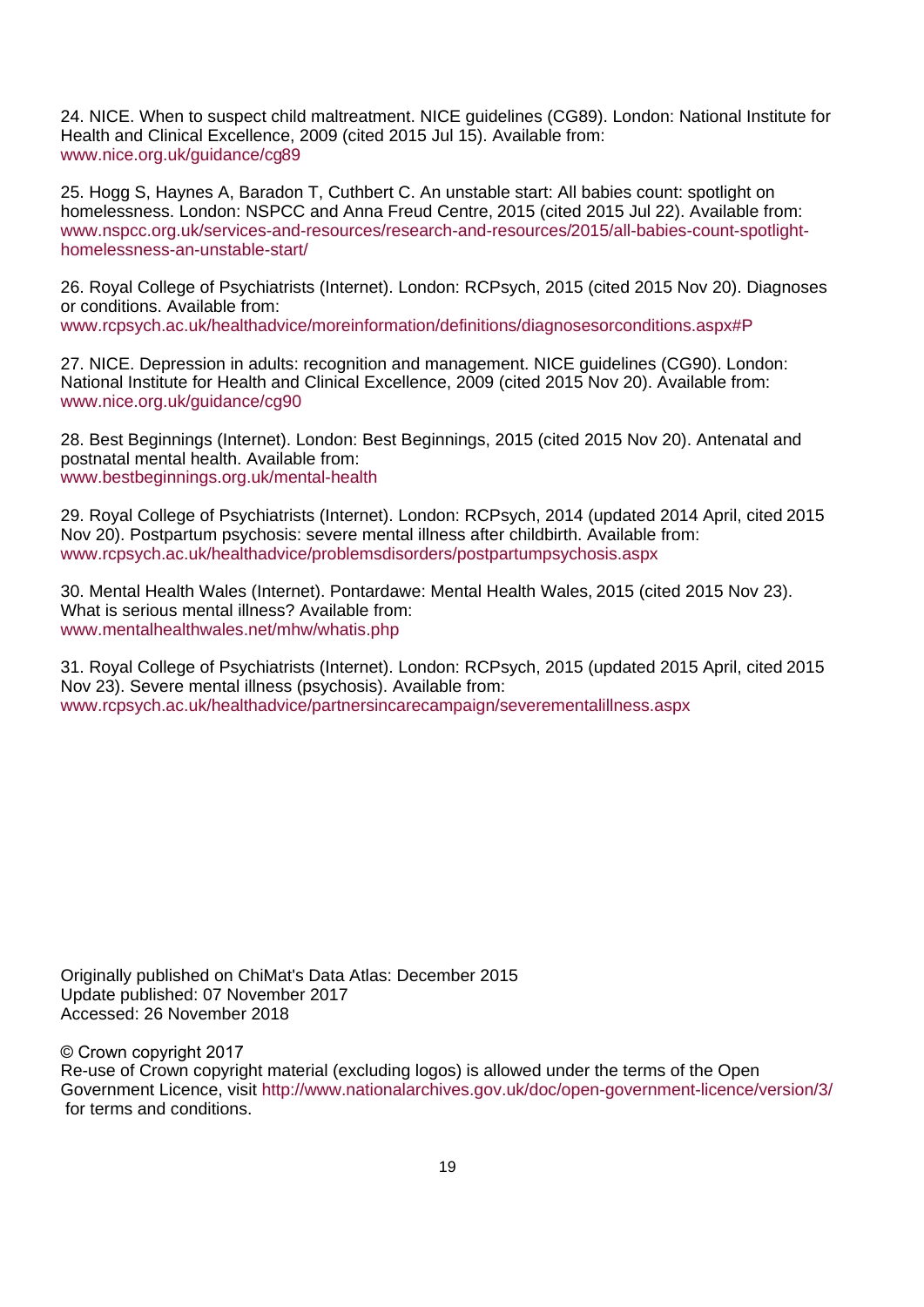24. NICE. When to suspect child maltreatment. NICE guidelines (CG89). London: National Institute for Health and Clinical Excellence, 2009 (cited 2015 Jul 15). Available from: www.nice.org.uk/guidance/cg89

25. Hogg S, Haynes A, Baradon T, Cuthbert C. An unstable start: All babies count: spotlight on homelessness. London: NSPCC and Anna Freud Centre, 2015 (cited 2015 Jul 22). Available from: www.nspcc.org.uk/services-and-resources/research-and-resources/2015/all-babies-count-spotlight-homelessness-an-unstable-start/

26. Royal College of Psychiatrists (Internet). London: RCPsych, 2015 (cited 2015 Nov 20). Diagnoses or conditions. Available from: www.rcpsych.ac.uk/healthadvice/moreinformation/definitions/diagnosesorconditions.aspx#P

27. NICE. Depression in adults: recognition and management. NICE guidelines (CG90). London: National Institute for Health and Clinical Excellence, 2009 (cited 2015 Nov 20). Available from: www.nice.org.uk/guidance/cg90

28. Best Beginnings (Internet). London: Best Beginnings, 2015 (cited 2015 Nov 20). Antenatal and postnatal mental health. Available from: www.bestbeginnings.org.uk/mental-health

29. Royal College of Psychiatrists (Internet). London: RCPsych, 2014 (updated 2014 April, cited 2015 Nov 20). Postpartum psychosis: severe mental illness after childbirth. Available from: www.rcpsych.ac.uk/healthadvice/problemsdisorders/postpartumpsychosis.aspx

30. Mental Health Wales (Internet). Pontardawe: Mental Health Wales, 2015 (cited 2015 Nov 23). What is serious mental illness? Available from: www.mentalhealthwales.net/mhw/whatis.php

31. Royal College of Psychiatrists (Internet). London: RCPsych, 2015 (updated 2015 April, cited 2015 Nov 23). Severe mental illness (psychosis). Available from: www.rcpsych.ac.uk/healthadvice/partnersincarecampaign/severementalillness.aspx

Originally published on ChiMat's Data Atlas: December 2015
Update published: 07 November 2017
Accessed: 26 November 2018

© Crown copyright 2017
Re-use of Crown copyright material (excluding logos) is allowed under the terms of the Open Government Licence, visit http://www.nationalarchives.gov.uk/doc/open-government-licence/version/3/ for terms and conditions.